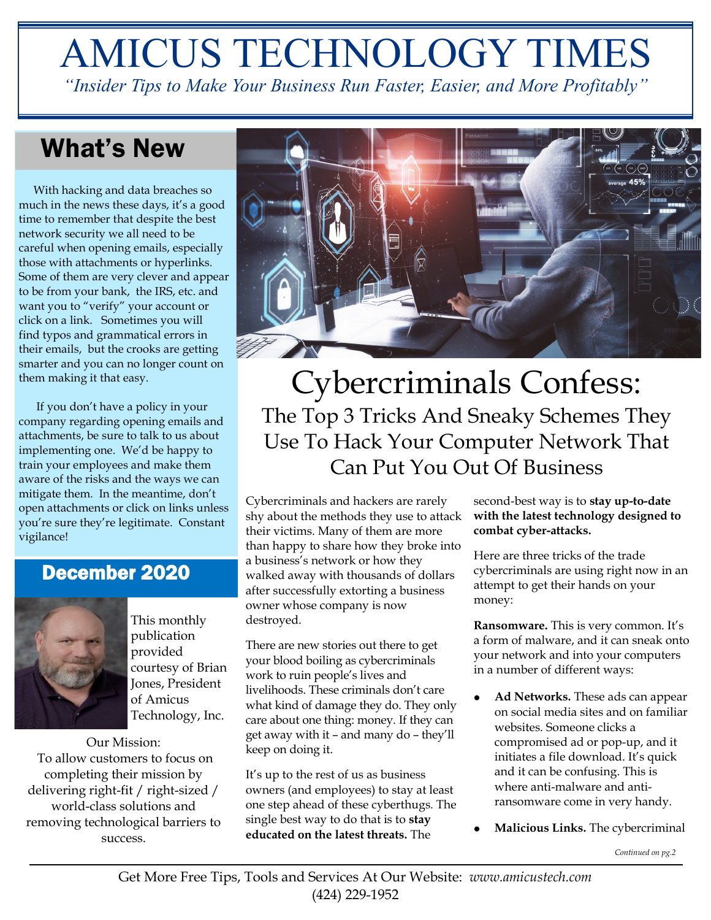# AMICUS TECHNOLOGY TIMES

*"Insider Tips to Make Your Business Run Faster, Easier, and More Profitably"*

## What's New

With hacking and data breaches so much in the news these days, it's a good time to remember that despite the best network security we all need to be careful when opening emails, especially those with attachments or hyperlinks. Some of them are very clever and appear to be from your bank, the IRS, etc. and want you to "verify" your account or click on a link. Sometimes you will find typos and grammatical errors in their emails, but the crooks are getting smarter and you can no longer count on them making it that easy.

If you don't have a policy in your company regarding opening emails and attachments, be sure to talk to us about implementing one. We'd be happy to train your employees and make them aware of the risks and the ways we can mitigate them. In the meantime, don't open attachments or click on links unless you're sure they're legitimate. Constant vigilance!

## December 2020

This monthly publication provided courtesy of Brian Jones, President of Amicus Technology, Inc.

Our Mission:
To allow customers to focus on completing their mission by delivering right-fit / right-sized / world-class solutions and removing technological barriers to success.

# Cybercriminals Confess:

## The Top 3 Tricks And Sneaky Schemes They Use To Hack Your Computer Network That Can Put You Out Of Business

Cybercriminals and hackers are rarely shy about the methods they use to attack their victims. Many of them are more than happy to share how they broke into a business's network or how they walked away with thousands of dollars after successfully extorting a business owner whose company is now destroyed.

There are new stories out there to get your blood boiling as cybercriminals work to ruin people's lives and livelihoods. These criminals don't care what kind of damage they do. They only care about one thing: money. If they can get away with it – and many do – they'll keep on doing it.

It's up to the rest of us as business owners (and employees) to stay at least one step ahead of these cyberthugs. The single best way to do that is to **stay educated on the latest threats.** The second-best way is to **stay up-to-date with the latest technology designed to combat cyber-attacks.**

Here are three tricks of the trade cybercriminals are using right now in an attempt to get their hands on your money:

**Ransomware.** This is very common. It's a form of malware, and it can sneak onto your network and into your computers in a number of different ways:

- **Ad Networks.** These ads can appear on social media sites and on familiar websites. Someone clicks a compromised ad or pop-up, and it initiates a file download. It's quick and it can be confusing. This is where anti-malware and anti-ransomware come in very handy.
- **Malicious Links.** The cybercriminal

*Continued on pg.2*

Get More Free Tips, Tools and Services At Our Website: *www.amicustech.com*
(424) 229-1952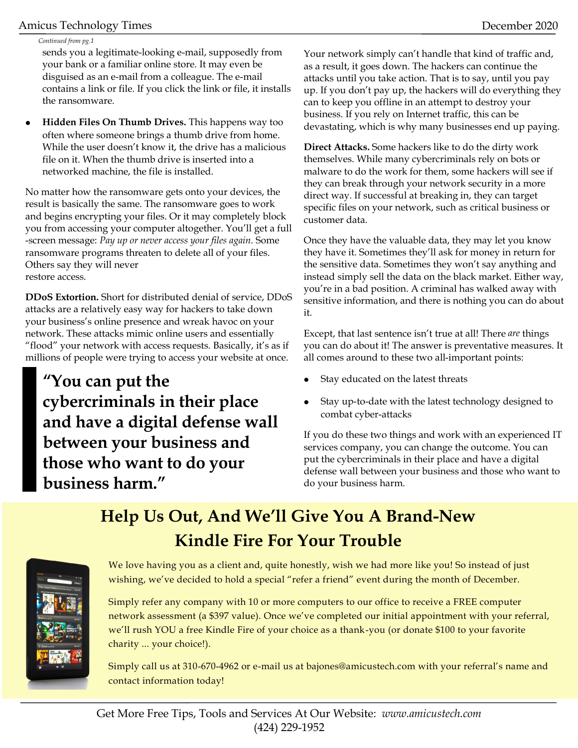*Continued from pg.1*

sends you a legitimate-looking e-mail, supposedly from your bank or a familiar online store. It may even be disguised as an e-mail from a colleague. The e-mail contains a link or file. If you click the link or file, it installs the ransomware.

- **Hidden Files On Thumb Drives.** This happens way too often where someone brings a thumb drive from home. While the user doesn't know it, the drive has a malicious file on it. When the thumb drive is inserted into a networked machine, the file is installed.

No matter how the ransomware gets onto your devices, the result is basically the same. The ransomware goes to work and begins encrypting your files. Or it may completely block you from accessing your computer altogether. You'll get a full-screen message: *Pay up or never access your files again.* Some ransomware programs threaten to delete all of your files. Others say they will never restore access.

**DDoS Extortion.** Short for distributed denial of service, DDoS attacks are a relatively easy way for hackers to take down your business's online presence and wreak havoc on your network. These attacks mimic online users and essentially "flood" your network with access requests. Basically, it's as if millions of people were trying to access your website at once.

> **"You can put the cybercriminals in their place and have a digital defense wall between your business and those who want to do your business harm."**

Your network simply can't handle that kind of traffic and, as a result, it goes down. The hackers can continue the attacks until you take action. That is to say, until you pay up. If you don't pay up, the hackers will do everything they can to keep you offline in an attempt to destroy your business. If you rely on Internet traffic, this can be devastating, which is why many businesses end up paying.

**Direct Attacks.** Some hackers like to do the dirty work themselves. While many cybercriminals rely on bots or malware to do the work for them, some hackers will see if they can break through your network security in a more direct way. If successful at breaking in, they can target specific files on your network, such as critical business or customer data.

Once they have the valuable data, they may let you know they have it. Sometimes they'll ask for money in return for the sensitive data. Sometimes they won't say anything and instead simply sell the data on the black market. Either way, you're in a bad position. A criminal has walked away with sensitive information, and there is nothing you can do about it.

Except, that last sentence isn't true at all! There *are* things you can do about it! The answer is preventative measures. It all comes around to these two all-important points:

- Stay educated on the latest threats
- Stay up-to-date with the latest technology designed to combat cyber-attacks

If you do these two things and work with an experienced IT services company, you can change the outcome. You can put the cybercriminals in their place and have a digital defense wall between your business and those who want to do your business harm.

## Help Us Out, And We'll Give You A Brand-New Kindle Fire For Your Trouble

We love having you as a client and, quite honestly, wish we had more like you! So instead of just wishing, we've decided to hold a special "refer a friend" event during the month of December.

Simply refer any company with 10 or more computers to our office to receive a FREE computer network assessment (a $397 value). Once we've completed our initial appointment with your referral, we'll rush YOU a free Kindle Fire of your choice as a thank-you (or donate $100 to your favorite charity ... your choice!).

Simply call us at 310-670-4962 or e-mail us at bajones@amicustech.com with your referral's name and contact information today!

Get More Free Tips, Tools and Services At Our Website: *www.amicustech.com*
(424) 229-1952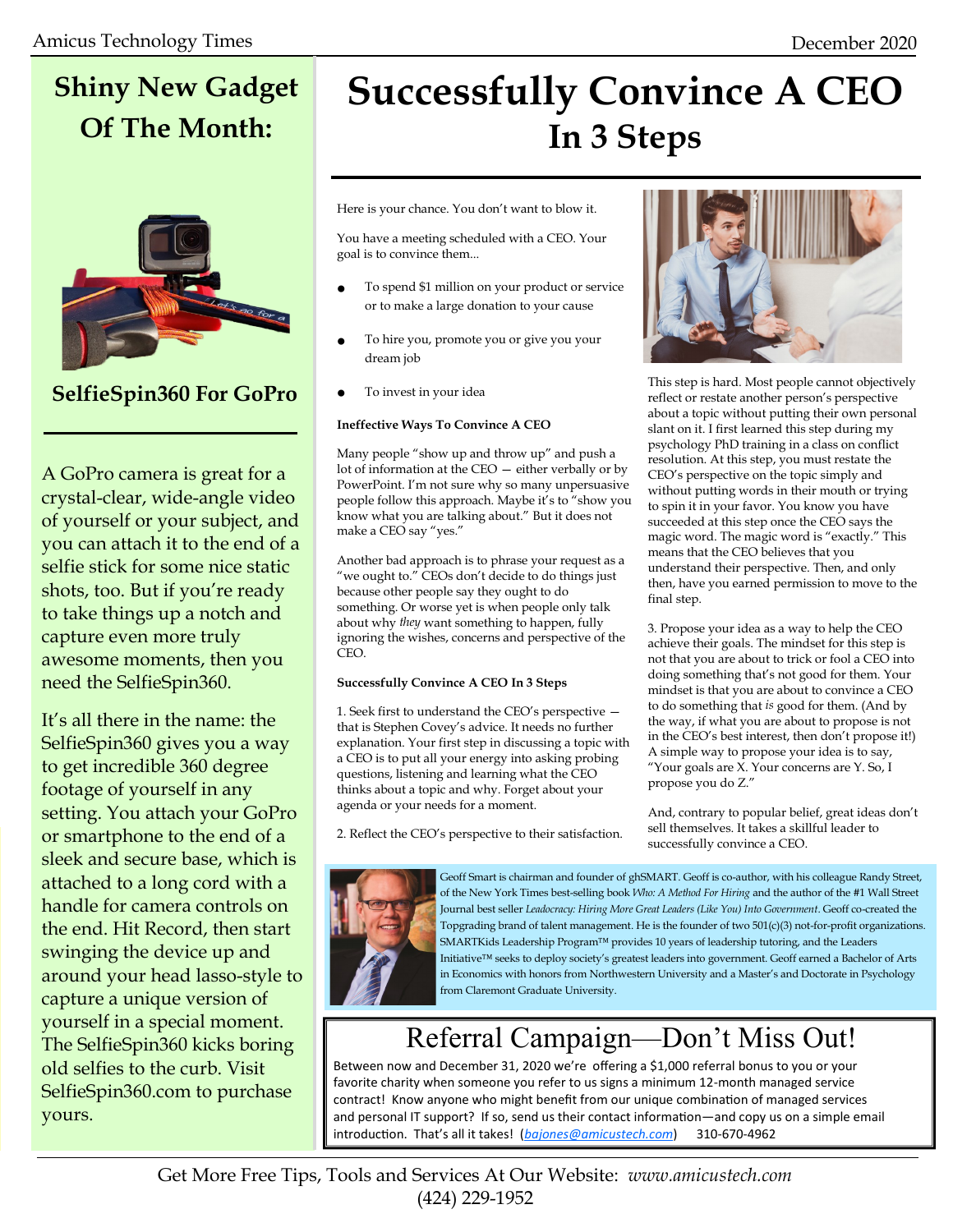## Shiny New Gadget Of The Month:

### SelfieSpin360 For GoPro

A GoPro camera is great for a crystal-clear, wide-angle video of yourself or your subject, and you can attach it to the end of a selfie stick for some nice static shots, too. But if you're ready to take things up a notch and capture even more truly awesome moments, then you need the SelfieSpin360.

It's all there in the name: the SelfieSpin360 gives you a way to get incredible 360 degree footage of yourself in any setting. You attach your GoPro or smartphone to the end of a sleek and secure base, which is attached to a long cord with a handle for camera controls on the end. Hit Record, then start swinging the device up and around your head lasso-style to capture a unique version of yourself in a special moment. The SelfieSpin360 kicks boring old selfies to the curb. Visit SelfieSpin360.com to purchase yours.

# Successfully Convince A CEO In 3 Steps

Here is your chance. You don't want to blow it.

You have a meeting scheduled with a CEO. Your goal is to convince them...

- To spend $1 million on your product or service or to make a large donation to your cause
- To hire you, promote you or give you your dream job
- To invest in your idea

**Ineffective Ways To Convince A CEO**

Many people "show up and throw up" and push a lot of information at the CEO — either verbally or by PowerPoint. I'm not sure why so many unpersuasive people follow this approach. Maybe it's to "show you know what you are talking about." But it does not make a CEO say "yes."

Another bad approach is to phrase your request as a "we ought to." CEOs don't decide to do things just because other people say they ought to do something. Or worse yet is when people only talk about why *they* want something to happen, fully ignoring the wishes, concerns and perspective of the CEO.

**Successfully Convince A CEO In 3 Steps**

1. Seek first to understand the CEO's perspective — that is Stephen Covey's advice. It needs no further explanation. Your first step in discussing a topic with a CEO is to put all your energy into asking probing questions, listening and learning what the CEO thinks about a topic and why. Forget about your agenda or your needs for a moment.

2. Reflect the CEO's perspective to their satisfaction. This step is hard. Most people cannot objectively reflect or restate another person's perspective about a topic without putting their own personal slant on it. I first learned this step during my psychology PhD training in a class on conflict resolution. At this step, you must restate the CEO's perspective on the topic simply and without putting words in their mouth or trying to spin it in your favor. You know you have succeeded at this step once the CEO says the magic word. The magic word is "exactly." This means that the CEO believes that you understand their perspective. Then, and only then, have you earned permission to move to the final step.

3. Propose your idea as a way to help the CEO achieve their goals. The mindset for this step is not that you are about to trick or fool a CEO into doing something that's not good for them. Your mindset is that you are about to convince a CEO to do something that *is* good for them. (And by the way, if what you are about to propose is not in the CEO's best interest, then don't propose it!) A simple way to propose your idea is to say, "Your goals are X. Your concerns are Y. So, I propose you do Z."

And, contrary to popular belief, great ideas don't sell themselves. It takes a skillful leader to successfully convince a CEO.

Geoff Smart is chairman and founder of ghSMART. Geoff is co-author, with his colleague Randy Street, of the New York Times best-selling book *Who: A Method For Hiring* and the author of the #1 Wall Street Journal best seller *Leadocracy: Hiring More Great Leaders (Like You) Into Government*. Geoff co-created the Topgrading brand of talent management. He is the founder of two 501(c)(3) not-for-profit organizations. SMARTKids Leadership Program™ provides 10 years of leadership tutoring, and the Leaders Initiative™ seeks to deploy society's greatest leaders into government. Geoff earned a Bachelor of Arts in Economics with honors from Northwestern University and a Master's and Doctorate in Psychology from Claremont Graduate University.

## Referral Campaign—Don't Miss Out!

Between now and December 31, 2020 we're offering a $1,000 referral bonus to you or your favorite charity when someone you refer to us signs a minimum 12-month managed service contract! Know anyone who might benefit from our unique combination of managed services and personal IT support? If so, send us their contact information—and copy us on a simple email introduction. That's all it takes! (bajones@amicustech.com) 310-670-4962

Get More Free Tips, Tools and Services At Our Website: *www.amicustech.com*
(424) 229-1952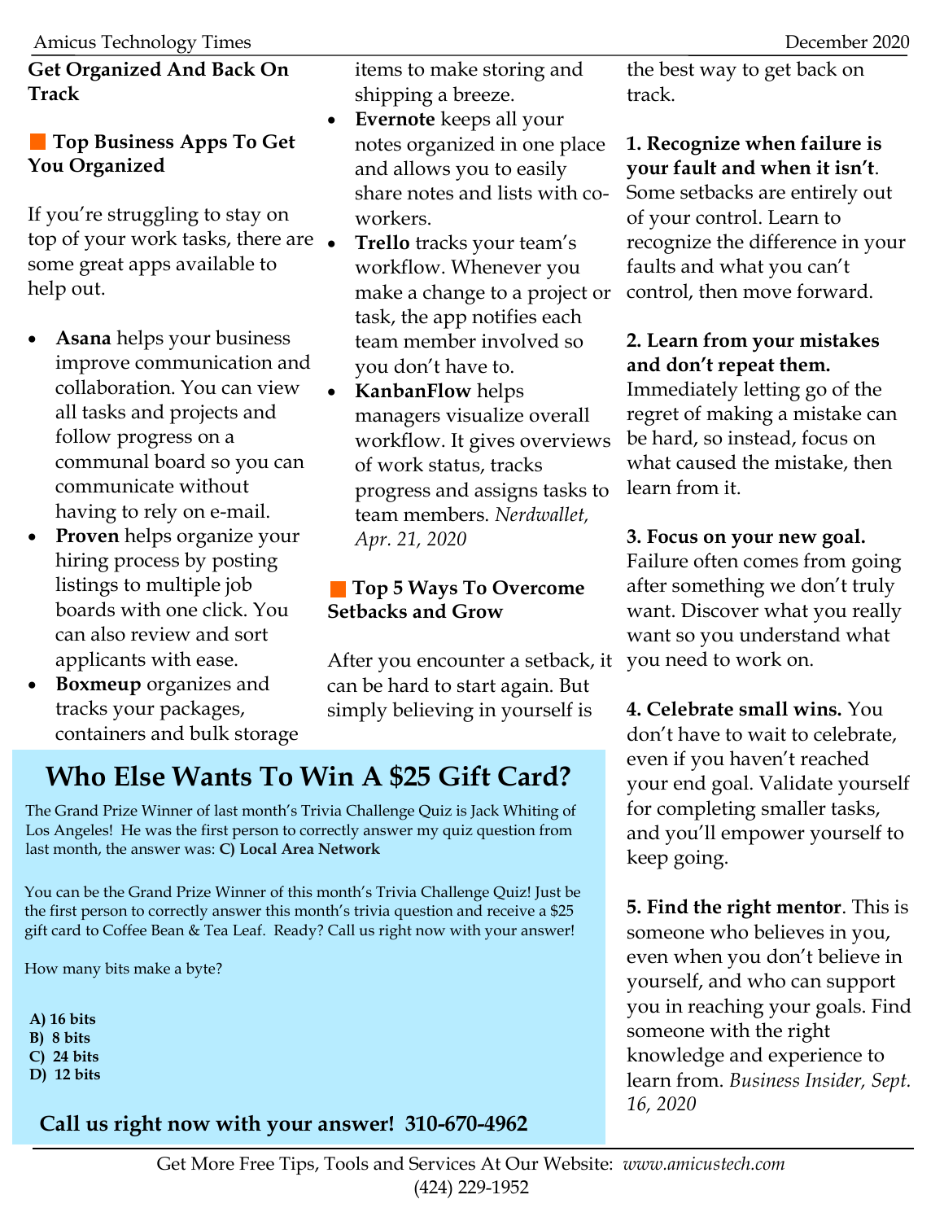## Get Organized And Back On Track

### Top Business Apps To Get You Organized

If you're struggling to stay on top of your work tasks, there are some great apps available to help out.

- **Asana** helps your business improve communication and collaboration. You can view all tasks and projects and follow progress on a communal board so you can communicate without having to rely on e-mail.
- **Proven** helps organize your hiring process by posting listings to multiple job boards with one click. You can also review and sort applicants with ease.
- **Boxmeup** organizes and tracks your packages, containers and bulk storage items to make storing and shipping a breeze.
- **Evernote** keeps all your notes organized in one place and allows you to easily share notes and lists with co-workers.
- **Trello** tracks your team's workflow. Whenever you make a change to a project or task, the app notifies each team member involved so you don't have to.
- **KanbanFlow** helps managers visualize overall workflow. It gives overviews of work status, tracks progress and assigns tasks to team members. *Nerdwallet, Apr. 21, 2020*

### Top 5 Ways To Overcome Setbacks and Grow

After you encounter a setback, it can be hard to start again. But simply believing in yourself is the best way to get back on track.

**1. Recognize when failure is your fault and when it isn't**. Some setbacks are entirely out of your control. Learn to recognize the difference in your faults and what you can't control, then move forward.

**2. Learn from your mistakes and don't repeat them.** Immediately letting go of the regret of making a mistake can be hard, so instead, focus on what caused the mistake, then learn from it.

**3. Focus on your new goal.** Failure often comes from going after something we don't truly want. Discover what you really want so you understand what you need to work on.

**4. Celebrate small wins.** You don't have to wait to celebrate, even if you haven't reached your end goal. Validate yourself for completing smaller tasks, and you'll empower yourself to keep going.

**5. Find the right mentor**. This is someone who believes in you, even when you don't believe in yourself, and who can support you in reaching your goals. Find someone with the right knowledge and experience to learn from. *Business Insider, Sept. 16, 2020*

## Who Else Wants To Win A $25 Gift Card?

The Grand Prize Winner of last month's Trivia Challenge Quiz is Jack Whiting of Los Angeles! He was the first person to correctly answer my quiz question from last month, the answer was: **C) Local Area Network**

You can be the Grand Prize Winner of this month's Trivia Challenge Quiz! Just be the first person to correctly answer this month's trivia question and receive a $25 gift card to Coffee Bean & Tea Leaf. Ready? Call us right now with your answer!

How many bits make a byte?

**A) 16 bits**
**B) 8 bits**
**C) 24 bits**
**D) 12 bits**

**Call us right now with your answer! 310-670-4962**

Get More Free Tips, Tools and Services At Our Website: *www.amicustech.com*
(424) 229-1952